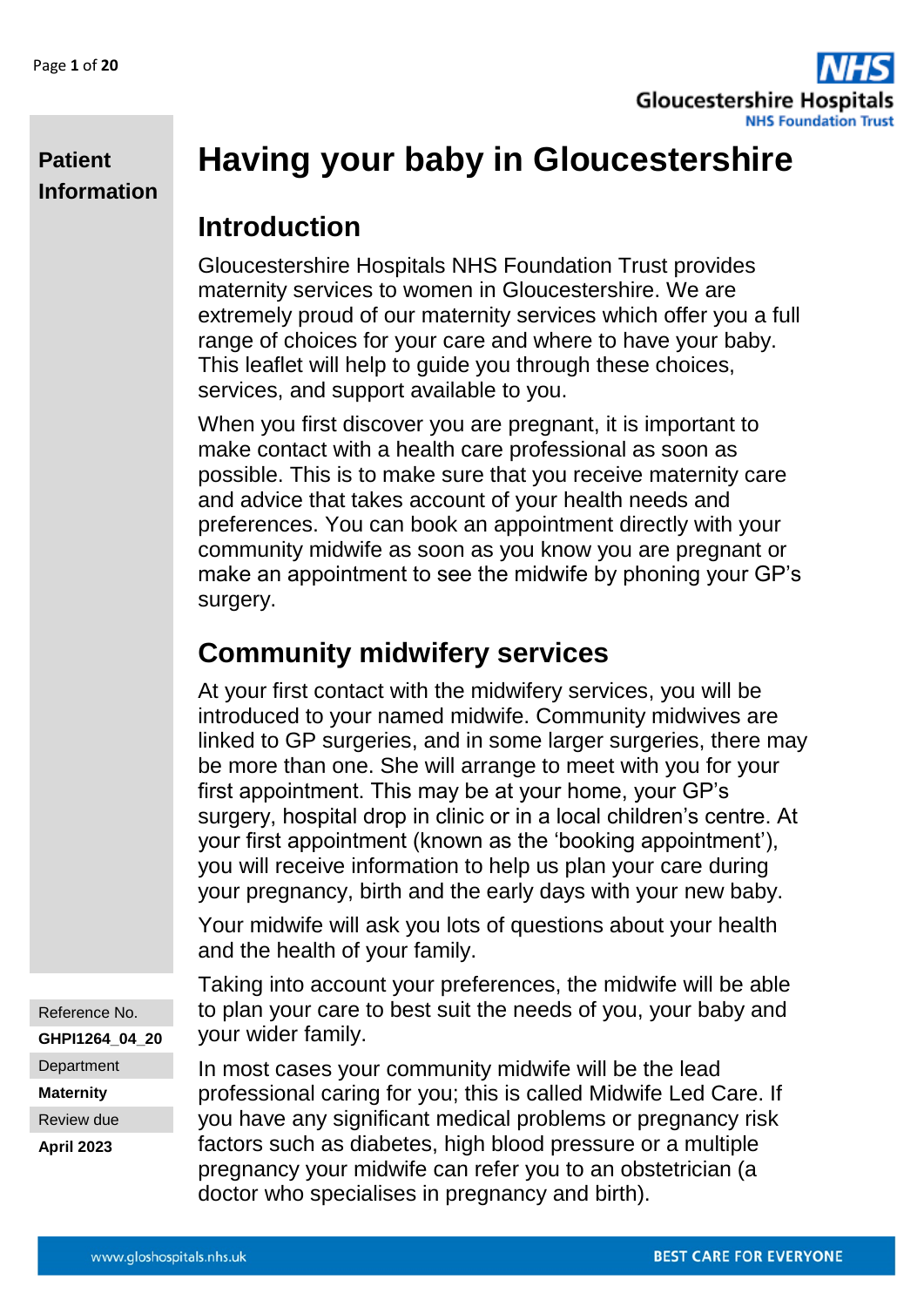**Patient Information**

# Having your baby in Gloucestershire

## Introduction

Gloucestershire Hospitals NHS Foundation Trust provides maternity services to women in Gloucestershire. We are extremely proud of our maternity services which offer you a full range of choices for your care and where to have your baby. This leaflet will help to guide you through these choices, services, and support available to you.

When you first discover you are pregnant, it is important to make contact with a health care professional as soon as possible. This is to make sure that you receive maternity care and advice that takes account of your health needs and preferences. You can book an appointment directly with your community midwife as soon as you know you are pregnant or make an appointment to see the midwife by phoning your GP's surgery.

## Community midwifery services

At your first contact with the midwifery services, you will be introduced to your named midwife. Community midwives are linked to GP surgeries, and in some larger surgeries, there may be more than one. She will arrange to meet with you for your first appointment. This may be at your home, your GP's surgery, hospital drop in clinic or in a local children's centre. At your first appointment (known as the 'booking appointment'), you will receive information to help us plan your care during your pregnancy, birth and the early days with your new baby.

Your midwife will ask you lots of questions about your health and the health of your family.

Taking into account your preferences, the midwife will be able to plan your care to best suit the needs of you, your baby and your wider family.

In most cases your community midwife will be the lead professional caring for you; this is called Midwife Led Care. If you have any significant medical problems or pregnancy risk factors such as diabetes, high blood pressure or a multiple pregnancy your midwife can refer you to an obstetrician (a doctor who specialises in pregnancy and birth).

Reference No.
**GHPI1264_04_20**

Department
**Maternity**

Review due
**April 2023**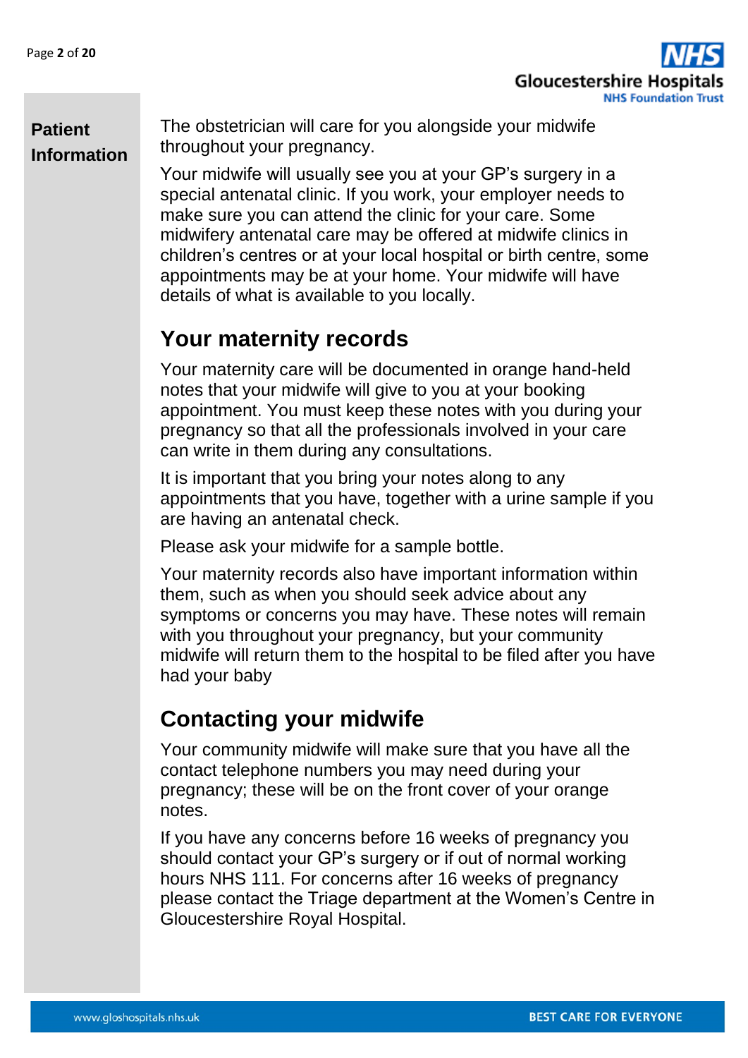The obstetrician will care for you alongside your midwife throughout your pregnancy.

Your midwife will usually see you at your GP's surgery in a special antenatal clinic. If you work, your employer needs to make sure you can attend the clinic for your care. Some midwifery antenatal care may be offered at midwife clinics in children's centres or at your local hospital or birth centre, some appointments may be at your home. Your midwife will have details of what is available to you locally.

## Your maternity records

Your maternity care will be documented in orange hand-held notes that your midwife will give to you at your booking appointment. You must keep these notes with you during your pregnancy so that all the professionals involved in your care can write in them during any consultations.

It is important that you bring your notes along to any appointments that you have, together with a urine sample if you are having an antenatal check.

Please ask your midwife for a sample bottle.

Your maternity records also have important information within them, such as when you should seek advice about any symptoms or concerns you may have. These notes will remain with you throughout your pregnancy, but your community midwife will return them to the hospital to be filed after you have had your baby

## Contacting your midwife

Your community midwife will make sure that you have all the contact telephone numbers you may need during your pregnancy; these will be on the front cover of your orange notes.

If you have any concerns before 16 weeks of pregnancy you should contact your GP's surgery or if out of normal working hours NHS 111. For concerns after 16 weeks of pregnancy please contact the Triage department at the Women's Centre in Gloucestershire Royal Hospital.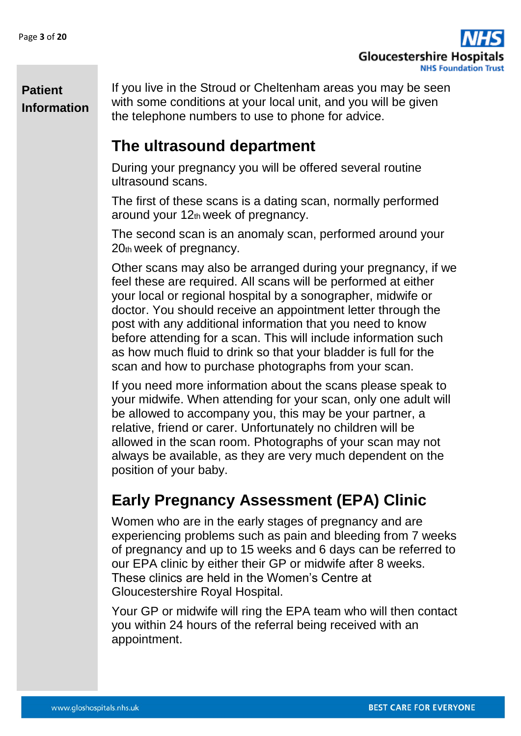If you live in the Stroud or Cheltenham areas you may be seen with some conditions at your local unit, and you will be given the telephone numbers to use to phone for advice.

## The ultrasound department

During your pregnancy you will be offered several routine ultrasound scans.

The first of these scans is a dating scan, normally performed around your 12th week of pregnancy.

The second scan is an anomaly scan, performed around your 20th week of pregnancy.

Other scans may also be arranged during your pregnancy, if we feel these are required. All scans will be performed at either your local or regional hospital by a sonographer, midwife or doctor. You should receive an appointment letter through the post with any additional information that you need to know before attending for a scan. This will include information such as how much fluid to drink so that your bladder is full for the scan and how to purchase photographs from your scan.

If you need more information about the scans please speak to your midwife. When attending for your scan, only one adult will be allowed to accompany you, this may be your partner, a relative, friend or carer. Unfortunately no children will be allowed in the scan room. Photographs of your scan may not always be available, as they are very much dependent on the position of your baby.

## Early Pregnancy Assessment (EPA) Clinic

Women who are in the early stages of pregnancy and are experiencing problems such as pain and bleeding from 7 weeks of pregnancy and up to 15 weeks and 6 days can be referred to our EPA clinic by either their GP or midwife after 8 weeks. These clinics are held in the Women's Centre at Gloucestershire Royal Hospital.

Your GP or midwife will ring the EPA team who will then contact you within 24 hours of the referral being received with an appointment.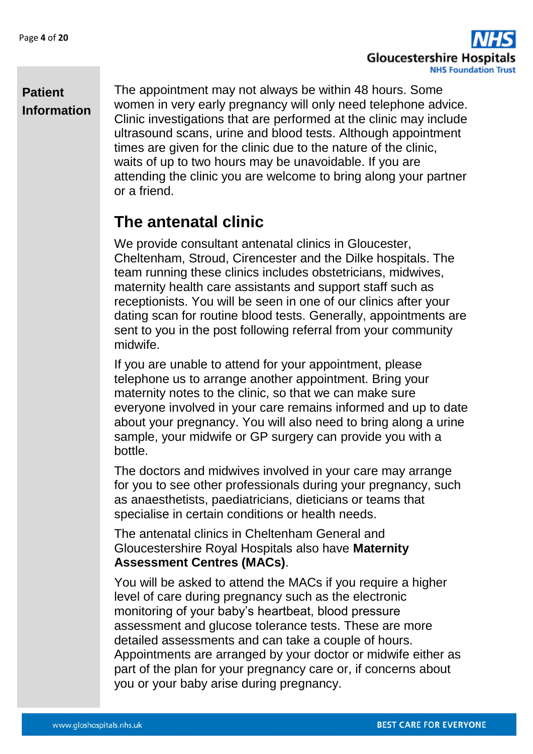The appointment may not always be within 48 hours. Some women in very early pregnancy will only need telephone advice. Clinic investigations that are performed at the clinic may include ultrasound scans, urine and blood tests. Although appointment times are given for the clinic due to the nature of the clinic, waits of up to two hours may be unavoidable. If you are attending the clinic you are welcome to bring along your partner or a friend.

## The antenatal clinic

We provide consultant antenatal clinics in Gloucester, Cheltenham, Stroud, Cirencester and the Dilke hospitals. The team running these clinics includes obstetricians, midwives, maternity health care assistants and support staff such as receptionists. You will be seen in one of our clinics after your dating scan for routine blood tests. Generally, appointments are sent to you in the post following referral from your community midwife.

If you are unable to attend for your appointment, please telephone us to arrange another appointment. Bring your maternity notes to the clinic, so that we can make sure everyone involved in your care remains informed and up to date about your pregnancy. You will also need to bring along a urine sample, your midwife or GP surgery can provide you with a bottle.

The doctors and midwives involved in your care may arrange for you to see other professionals during your pregnancy, such as anaesthetists, paediatricians, dieticians or teams that specialise in certain conditions or health needs.

The antenatal clinics in Cheltenham General and Gloucestershire Royal Hospitals also have **Maternity Assessment Centres (MACs)**.

You will be asked to attend the MACs if you require a higher level of care during pregnancy such as the electronic monitoring of your baby's heartbeat, blood pressure assessment and glucose tolerance tests. These are more detailed assessments and can take a couple of hours. Appointments are arranged by your doctor or midwife either as part of the plan for your pregnancy care or, if concerns about you or your baby arise during pregnancy.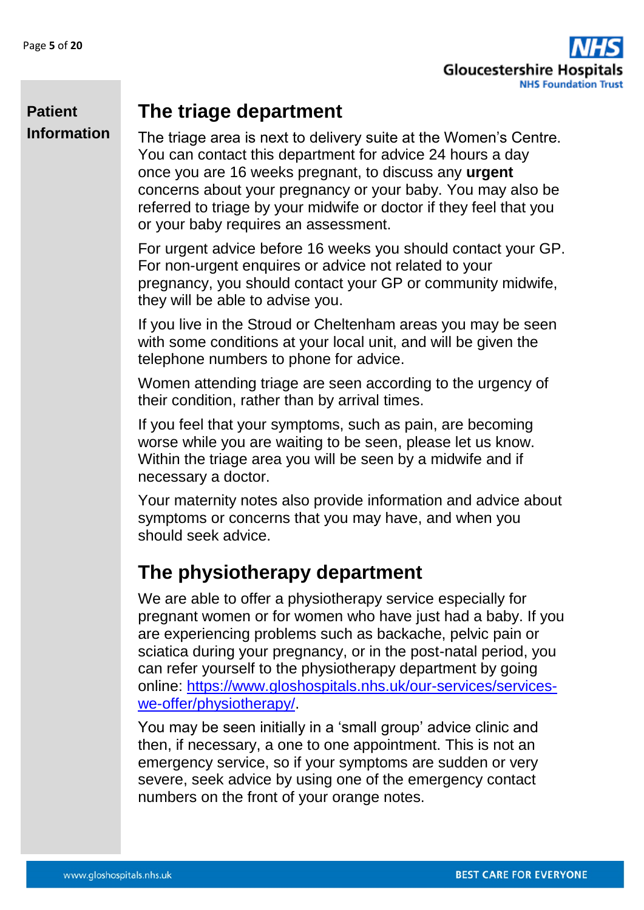## The triage department

The triage area is next to delivery suite at the Women's Centre. You can contact this department for advice 24 hours a day once you are 16 weeks pregnant, to discuss any **urgent** concerns about your pregnancy or your baby. You may also be referred to triage by your midwife or doctor if they feel that you or your baby requires an assessment.

For urgent advice before 16 weeks you should contact your GP. For non-urgent enquires or advice not related to your pregnancy, you should contact your GP or community midwife, they will be able to advise you.

If you live in the Stroud or Cheltenham areas you may be seen with some conditions at your local unit, and will be given the telephone numbers to phone for advice.

Women attending triage are seen according to the urgency of their condition, rather than by arrival times.

If you feel that your symptoms, such as pain, are becoming worse while you are waiting to be seen, please let us know. Within the triage area you will be seen by a midwife and if necessary a doctor.

Your maternity notes also provide information and advice about symptoms or concerns that you may have, and when you should seek advice.

## The physiotherapy department

We are able to offer a physiotherapy service especially for pregnant women or for women who have just had a baby. If you are experiencing problems such as backache, pelvic pain or sciatica during your pregnancy, or in the post-natal period, you can refer yourself to the physiotherapy department by going online: [https://www.gloshospitals.nhs.uk/our-services/services-we-offer/physiotherapy/](https://www.gloshospitals.nhs.uk/our-services/services-we-offer/physiotherapy/).

You may be seen initially in a 'small group' advice clinic and then, if necessary, a one to one appointment. This is not an emergency service, so if your symptoms are sudden or very severe, seek advice by using one of the emergency contact numbers on the front of your orange notes.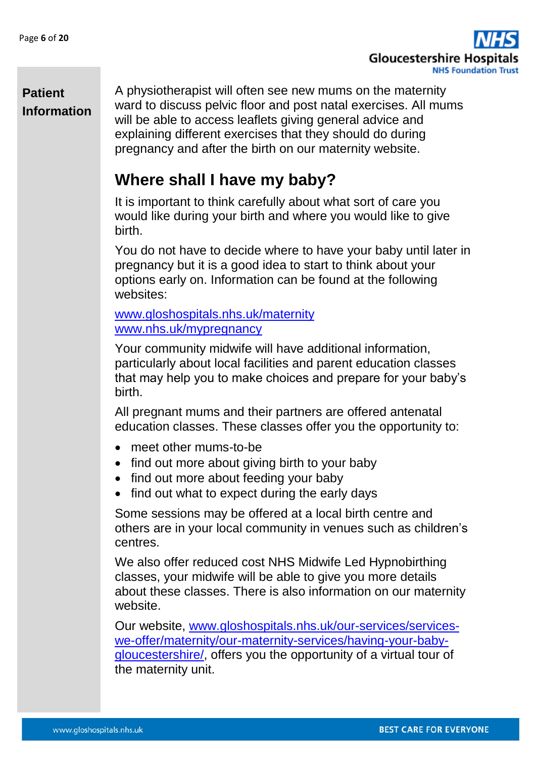A physiotherapist will often see new mums on the maternity ward to discuss pelvic floor and post natal exercises. All mums will be able to access leaflets giving general advice and explaining different exercises that they should do during pregnancy and after the birth on our maternity website.

## Where shall I have my baby?

It is important to think carefully about what sort of care you would like during your birth and where you would like to give birth.

You do not have to decide where to have your baby until later in pregnancy but it is a good idea to start to think about your options early on. Information can be found at the following websites:

www.gloshospitals.nhs.uk/maternity
www.nhs.uk/mypregnancy

Your community midwife will have additional information, particularly about local facilities and parent education classes that may help you to make choices and prepare for your baby's birth.

All pregnant mums and their partners are offered antenatal education classes. These classes offer you the opportunity to:

- meet other mums-to-be
- find out more about giving birth to your baby
- find out more about feeding your baby
- find out what to expect during the early days

Some sessions may be offered at a local birth centre and others are in your local community in venues such as children's centres.

We also offer reduced cost NHS Midwife Led Hypnobirthing classes, your midwife will be able to give you more details about these classes. There is also information on our maternity website.

Our website, www.gloshospitals.nhs.uk/our-services/services-we-offer/maternity/our-maternity-services/having-your-baby-gloucestershire/, offers you the opportunity of a virtual tour of the maternity unit.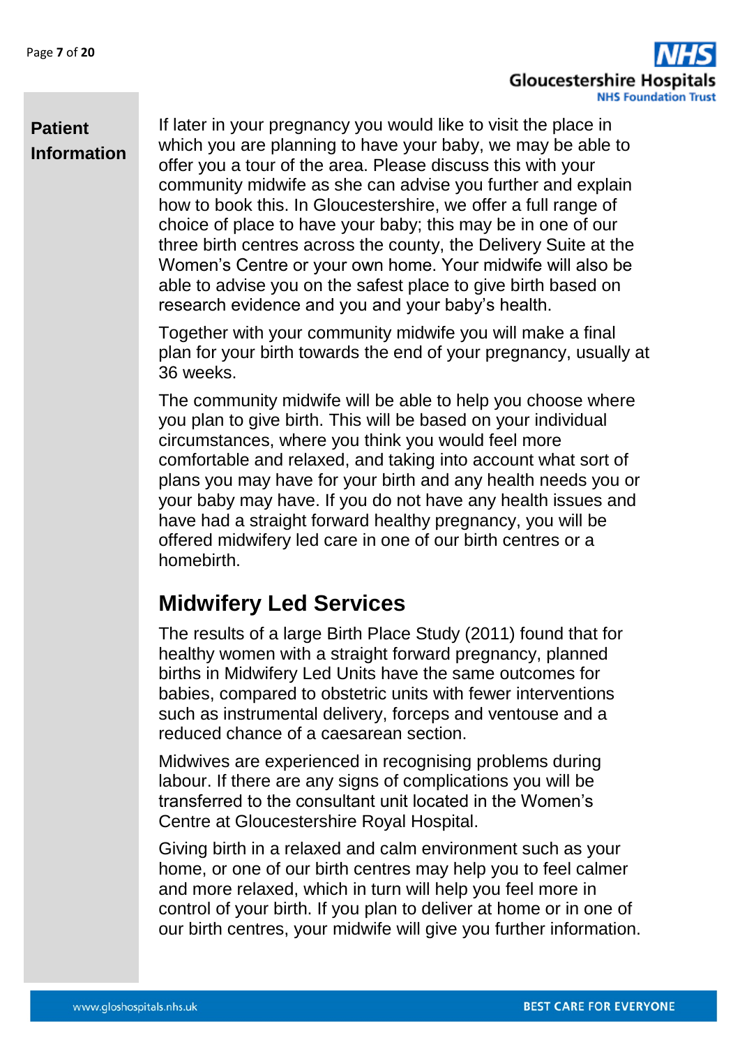If later in your pregnancy you would like to visit the place in which you are planning to have your baby, we may be able to offer you a tour of the area. Please discuss this with your community midwife as she can advise you further and explain how to book this. In Gloucestershire, we offer a full range of choice of place to have your baby; this may be in one of our three birth centres across the county, the Delivery Suite at the Women's Centre or your own home. Your midwife will also be able to advise you on the safest place to give birth based on research evidence and you and your baby's health.

Together with your community midwife you will make a final plan for your birth towards the end of your pregnancy, usually at 36 weeks.

The community midwife will be able to help you choose where you plan to give birth. This will be based on your individual circumstances, where you think you would feel more comfortable and relaxed, and taking into account what sort of plans you may have for your birth and any health needs you or your baby may have. If you do not have any health issues and have had a straight forward healthy pregnancy, you will be offered midwifery led care in one of our birth centres or a homebirth.

## Midwifery Led Services

The results of a large Birth Place Study (2011) found that for healthy women with a straight forward pregnancy, planned births in Midwifery Led Units have the same outcomes for babies, compared to obstetric units with fewer interventions such as instrumental delivery, forceps and ventouse and a reduced chance of a caesarean section.

Midwives are experienced in recognising problems during labour. If there are any signs of complications you will be transferred to the consultant unit located in the Women's Centre at Gloucestershire Royal Hospital.

Giving birth in a relaxed and calm environment such as your home, or one of our birth centres may help you to feel calmer and more relaxed, which in turn will help you feel more in control of your birth. If you plan to deliver at home or in one of our birth centres, your midwife will give you further information.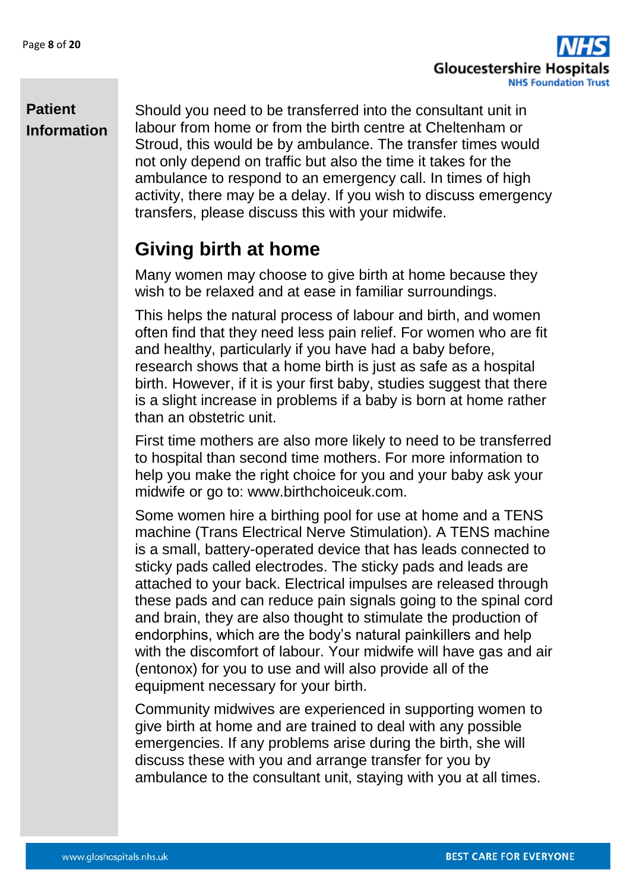Should you need to be transferred into the consultant unit in labour from home or from the birth centre at Cheltenham or Stroud, this would be by ambulance. The transfer times would not only depend on traffic but also the time it takes for the ambulance to respond to an emergency call. In times of high activity, there may be a delay. If you wish to discuss emergency transfers, please discuss this with your midwife.

## Giving birth at home

Many women may choose to give birth at home because they wish to be relaxed and at ease in familiar surroundings.

This helps the natural process of labour and birth, and women often find that they need less pain relief. For women who are fit and healthy, particularly if you have had a baby before, research shows that a home birth is just as safe as a hospital birth. However, if it is your first baby, studies suggest that there is a slight increase in problems if a baby is born at home rather than an obstetric unit.

First time mothers are also more likely to need to be transferred to hospital than second time mothers. For more information to help you make the right choice for you and your baby ask your midwife or go to: www.birthchoiceuk.com.

Some women hire a birthing pool for use at home and a TENS machine (Trans Electrical Nerve Stimulation). A TENS machine is a small, battery-operated device that has leads connected to sticky pads called electrodes. The sticky pads and leads are attached to your back. Electrical impulses are released through these pads and can reduce pain signals going to the spinal cord and brain, they are also thought to stimulate the production of endorphins, which are the body's natural painkillers and help with the discomfort of labour. Your midwife will have gas and air (entonox) for you to use and will also provide all of the equipment necessary for your birth.

Community midwives are experienced in supporting women to give birth at home and are trained to deal with any possible emergencies. If any problems arise during the birth, she will discuss these with you and arrange transfer for you by ambulance to the consultant unit, staying with you at all times.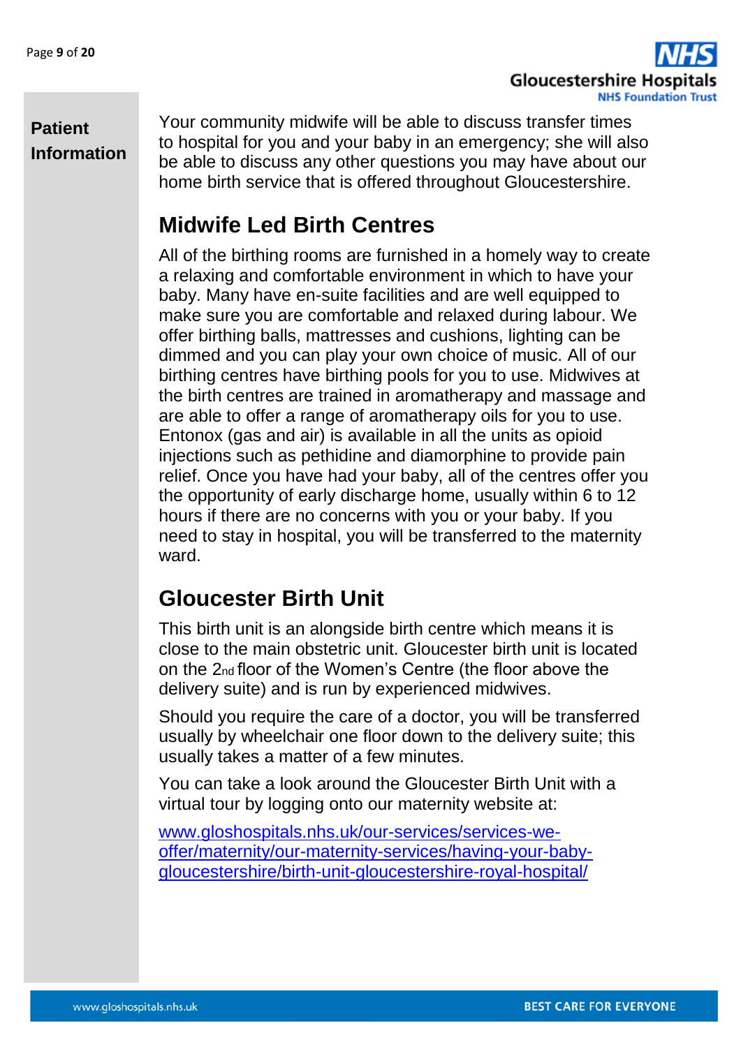Your community midwife will be able to discuss transfer times to hospital for you and your baby in an emergency; she will also be able to discuss any other questions you may have about our home birth service that is offered throughout Gloucestershire.

## Midwife Led Birth Centres

All of the birthing rooms are furnished in a homely way to create a relaxing and comfortable environment in which to have your baby. Many have en-suite facilities and are well equipped to make sure you are comfortable and relaxed during labour. We offer birthing balls, mattresses and cushions, lighting can be dimmed and you can play your own choice of music. All of our birthing centres have birthing pools for you to use. Midwives at the birth centres are trained in aromatherapy and massage and are able to offer a range of aromatherapy oils for you to use. Entonox (gas and air) is available in all the units as opioid injections such as pethidine and diamorphine to provide pain relief. Once you have had your baby, all of the centres offer you the opportunity of early discharge home, usually within 6 to 12 hours if there are no concerns with you or your baby. If you need to stay in hospital, you will be transferred to the maternity ward.

## Gloucester Birth Unit

This birth unit is an alongside birth centre which means it is close to the main obstetric unit. Gloucester birth unit is located on the 2nd floor of the Women's Centre (the floor above the delivery suite) and is run by experienced midwives.

Should you require the care of a doctor, you will be transferred usually by wheelchair one floor down to the delivery suite; this usually takes a matter of a few minutes.

You can take a look around the Gloucester Birth Unit with a virtual tour by logging onto our maternity website at:

[www.gloshospitals.nhs.uk/our-services/services-we-offer/maternity/our-maternity-services/having-your-baby-gloucestershire/birth-unit-gloucestershire-royal-hospital/](http://www.gloshospitals.nhs.uk/our-services/services-we-offer/maternity/our-maternity-services/having-your-baby-gloucestershire/birth-unit-gloucestershire-royal-hospital/)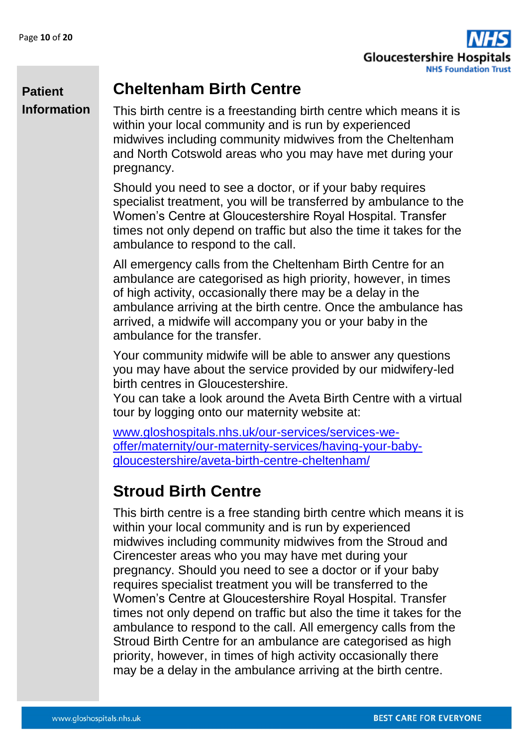## Cheltenham Birth Centre

This birth centre is a freestanding birth centre which means it is within your local community and is run by experienced midwives including community midwives from the Cheltenham and North Cotswold areas who you may have met during your pregnancy.

Should you need to see a doctor, or if your baby requires specialist treatment, you will be transferred by ambulance to the Women's Centre at Gloucestershire Royal Hospital. Transfer times not only depend on traffic but also the time it takes for the ambulance to respond to the call.

All emergency calls from the Cheltenham Birth Centre for an ambulance are categorised as high priority, however, in times of high activity, occasionally there may be a delay in the ambulance arriving at the birth centre. Once the ambulance has arrived, a midwife will accompany you or your baby in the ambulance for the transfer.

Your community midwife will be able to answer any questions you may have about the service provided by our midwifery-led birth centres in Gloucestershire.
You can take a look around the Aveta Birth Centre with a virtual tour by logging onto our maternity website at:

www.gloshospitals.nhs.uk/our-services/services-we-offer/maternity/our-maternity-services/having-your-baby-gloucestershire/aveta-birth-centre-cheltenham/

## Stroud Birth Centre

This birth centre is a free standing birth centre which means it is within your local community and is run by experienced midwives including community midwives from the Stroud and Cirencester areas who you may have met during your pregnancy. Should you need to see a doctor or if your baby requires specialist treatment you will be transferred to the Women's Centre at Gloucestershire Royal Hospital. Transfer times not only depend on traffic but also the time it takes for the ambulance to respond to the call. All emergency calls from the Stroud Birth Centre for an ambulance are categorised as high priority, however, in times of high activity occasionally there may be a delay in the ambulance arriving at the birth centre.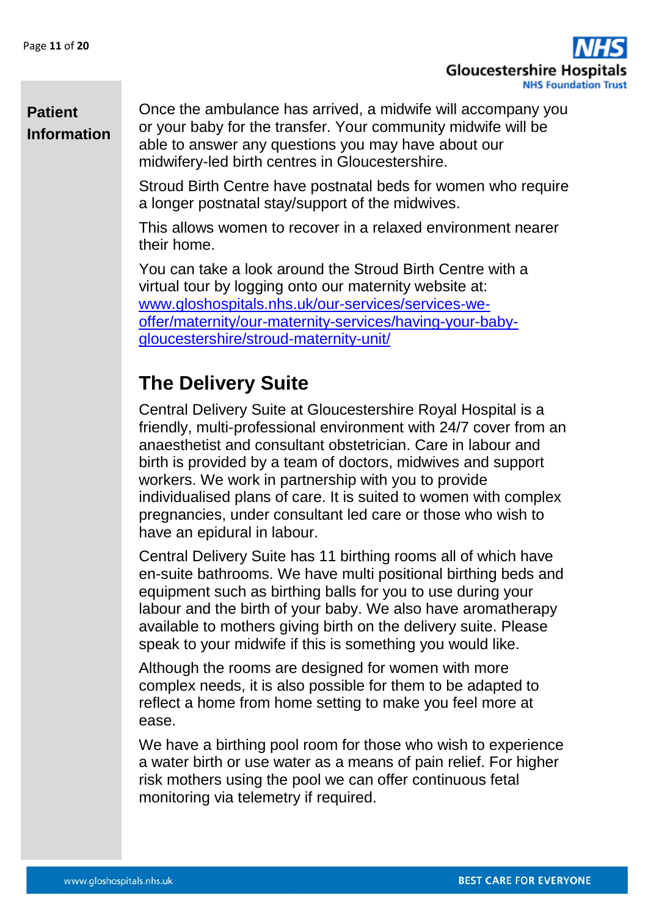Once the ambulance has arrived, a midwife will accompany you or your baby for the transfer. Your community midwife will be able to answer any questions you may have about our midwifery-led birth centres in Gloucestershire.

Stroud Birth Centre have postnatal beds for women who require a longer postnatal stay/support of the midwives.

This allows women to recover in a relaxed environment nearer their home.

You can take a look around the Stroud Birth Centre with a virtual tour by logging onto our maternity website at: [www.gloshospitals.nhs.uk/our-services/services-we-offer/maternity/our-maternity-services/having-your-baby-gloucestershire/stroud-maternity-unit/](www.gloshospitals.nhs.uk/our-services/services-we-offer/maternity/our-maternity-services/having-your-baby-gloucestershire/stroud-maternity-unit/)

## The Delivery Suite

Central Delivery Suite at Gloucestershire Royal Hospital is a friendly, multi-professional environment with 24/7 cover from an anaesthetist and consultant obstetrician. Care in labour and birth is provided by a team of doctors, midwives and support workers. We work in partnership with you to provide individualised plans of care. It is suited to women with complex pregnancies, under consultant led care or those who wish to have an epidural in labour.

Central Delivery Suite has 11 birthing rooms all of which have en-suite bathrooms. We have multi positional birthing beds and equipment such as birthing balls for you to use during your labour and the birth of your baby. We also have aromatherapy available to mothers giving birth on the delivery suite. Please speak to your midwife if this is something you would like.

Although the rooms are designed for women with more complex needs, it is also possible for them to be adapted to reflect a home from home setting to make you feel more at ease.

We have a birthing pool room for those who wish to experience a water birth or use water as a means of pain relief. For higher risk mothers using the pool we can offer continuous fetal monitoring via telemetry if required.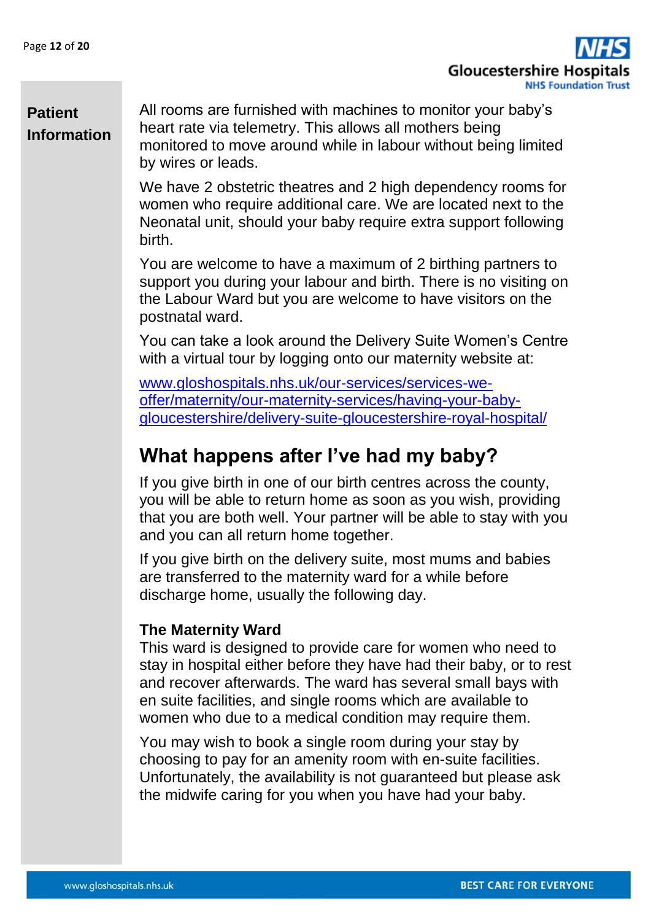All rooms are furnished with machines to monitor your baby's heart rate via telemetry. This allows all mothers being monitored to move around while in labour without being limited by wires or leads.

We have 2 obstetric theatres and 2 high dependency rooms for women who require additional care. We are located next to the Neonatal unit, should your baby require extra support following birth.

You are welcome to have a maximum of 2 birthing partners to support you during your labour and birth. There is no visiting on the Labour Ward but you are welcome to have visitors on the postnatal ward.

You can take a look around the Delivery Suite Women's Centre with a virtual tour by logging onto our maternity website at:

[www.gloshospitals.nhs.uk/our-services/services-we-offer/maternity/our-maternity-services/having-your-baby-gloucestershire/delivery-suite-gloucestershire-royal-hospital/](https://www.gloshospitals.nhs.uk/our-services/services-we-offer/maternity/our-maternity-services/having-your-baby-gloucestershire/delivery-suite-gloucestershire-royal-hospital/)

## What happens after I've had my baby?

If you give birth in one of our birth centres across the county, you will be able to return home as soon as you wish, providing that you are both well. Your partner will be able to stay with you and you can all return home together.

If you give birth on the delivery suite, most mums and babies are transferred to the maternity ward for a while before discharge home, usually the following day.

### The Maternity Ward

This ward is designed to provide care for women who need to stay in hospital either before they have had their baby, or to rest and recover afterwards. The ward has several small bays with en suite facilities, and single rooms which are available to women who due to a medical condition may require them.

You may wish to book a single room during your stay by choosing to pay for an amenity room with en-suite facilities. Unfortunately, the availability is not guaranteed but please ask the midwife caring for you when you have had your baby.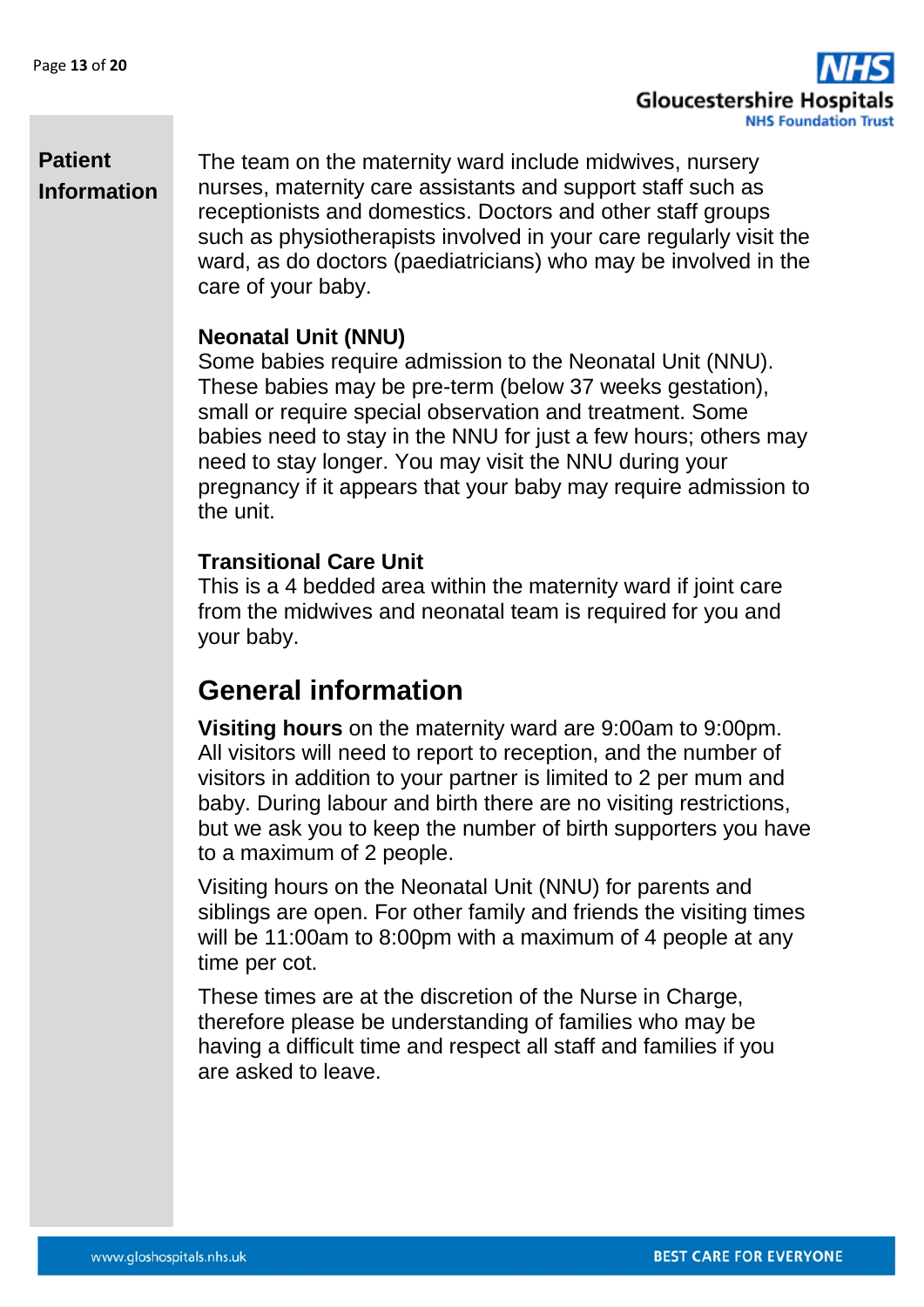The team on the maternity ward include midwives, nursery nurses, maternity care assistants and support staff such as receptionists and domestics. Doctors and other staff groups such as physiotherapists involved in your care regularly visit the ward, as do doctors (paediatricians) who may be involved in the care of your baby.

**Neonatal Unit (NNU)**

Some babies require admission to the Neonatal Unit (NNU). These babies may be pre-term (below 37 weeks gestation), small or require special observation and treatment. Some babies need to stay in the NNU for just a few hours; others may need to stay longer. You may visit the NNU during your pregnancy if it appears that your baby may require admission to the unit.

**Transitional Care Unit**

This is a 4 bedded area within the maternity ward if joint care from the midwives and neonatal team is required for you and your baby.

## General information

**Visiting hours** on the maternity ward are 9:00am to 9:00pm. All visitors will need to report to reception, and the number of visitors in addition to your partner is limited to 2 per mum and baby. During labour and birth there are no visiting restrictions, but we ask you to keep the number of birth supporters you have to a maximum of 2 people.

Visiting hours on the Neonatal Unit (NNU) for parents and siblings are open. For other family and friends the visiting times will be 11:00am to 8:00pm with a maximum of 4 people at any time per cot.

These times are at the discretion of the Nurse in Charge, therefore please be understanding of families who may be having a difficult time and respect all staff and families if you are asked to leave.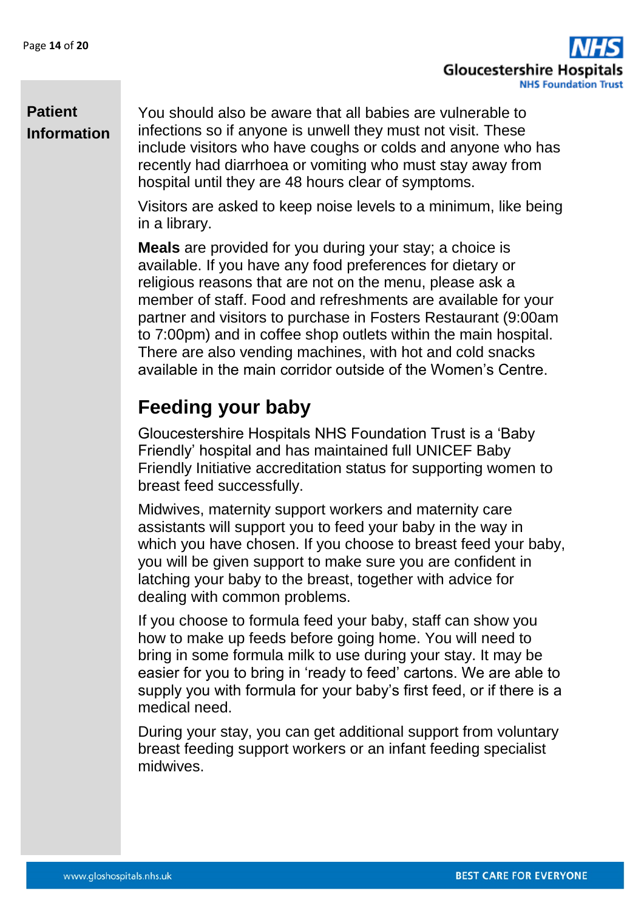You should also be aware that all babies are vulnerable to infections so if anyone is unwell they must not visit. These include visitors who have coughs or colds and anyone who has recently had diarrhoea or vomiting who must stay away from hospital until they are 48 hours clear of symptoms.

Visitors are asked to keep noise levels to a minimum, like being in a library.

**Meals** are provided for you during your stay; a choice is available. If you have any food preferences for dietary or religious reasons that are not on the menu, please ask a member of staff. Food and refreshments are available for your partner and visitors to purchase in Fosters Restaurant (9:00am to 7:00pm) and in coffee shop outlets within the main hospital. There are also vending machines, with hot and cold snacks available in the main corridor outside of the Women's Centre.

## Feeding your baby

Gloucestershire Hospitals NHS Foundation Trust is a 'Baby Friendly' hospital and has maintained full UNICEF Baby Friendly Initiative accreditation status for supporting women to breast feed successfully.

Midwives, maternity support workers and maternity care assistants will support you to feed your baby in the way in which you have chosen. If you choose to breast feed your baby, you will be given support to make sure you are confident in latching your baby to the breast, together with advice for dealing with common problems.

If you choose to formula feed your baby, staff can show you how to make up feeds before going home. You will need to bring in some formula milk to use during your stay. It may be easier for you to bring in 'ready to feed' cartons. We are able to supply you with formula for your baby's first feed, or if there is a medical need.

During your stay, you can get additional support from voluntary breast feeding support workers or an infant feeding specialist midwives.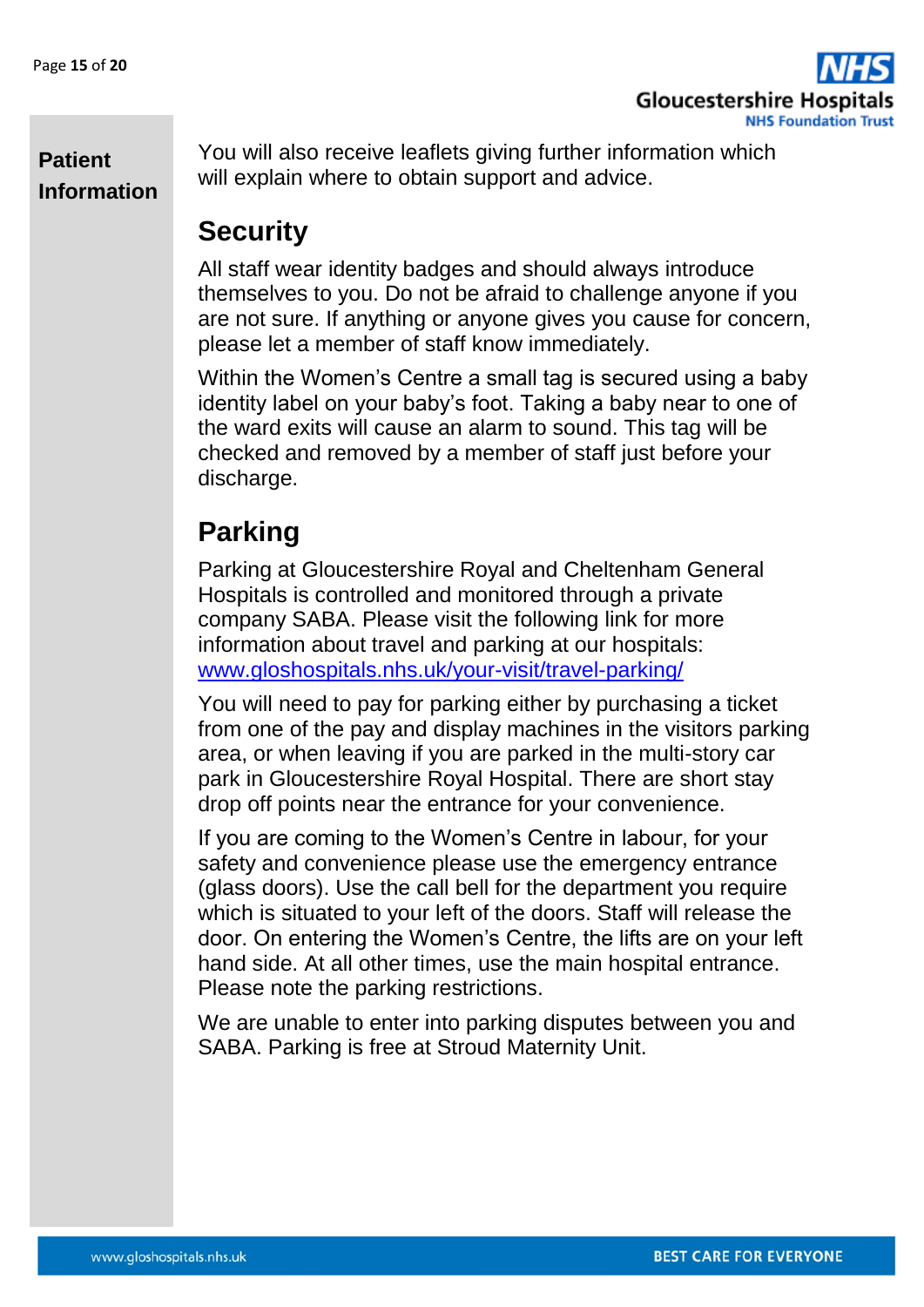You will also receive leaflets giving further information which will explain where to obtain support and advice.

## Security

All staff wear identity badges and should always introduce themselves to you. Do not be afraid to challenge anyone if you are not sure. If anything or anyone gives you cause for concern, please let a member of staff know immediately.

Within the Women's Centre a small tag is secured using a baby identity label on your baby's foot. Taking a baby near to one of the ward exits will cause an alarm to sound. This tag will be checked and removed by a member of staff just before your discharge.

## Parking

Parking at Gloucestershire Royal and Cheltenham General Hospitals is controlled and monitored through a private company SABA. Please visit the following link for more information about travel and parking at our hospitals: [www.gloshospitals.nhs.uk/your-visit/travel-parking/](http://www.gloshospitals.nhs.uk/your-visit/travel-parking/)

You will need to pay for parking either by purchasing a ticket from one of the pay and display machines in the visitors parking area, or when leaving if you are parked in the multi-story car park in Gloucestershire Royal Hospital. There are short stay drop off points near the entrance for your convenience.

If you are coming to the Women's Centre in labour, for your safety and convenience please use the emergency entrance (glass doors). Use the call bell for the department you require which is situated to your left of the doors. Staff will release the door. On entering the Women's Centre, the lifts are on your left hand side. At all other times, use the main hospital entrance. Please note the parking restrictions.

We are unable to enter into parking disputes between you and SABA. Parking is free at Stroud Maternity Unit.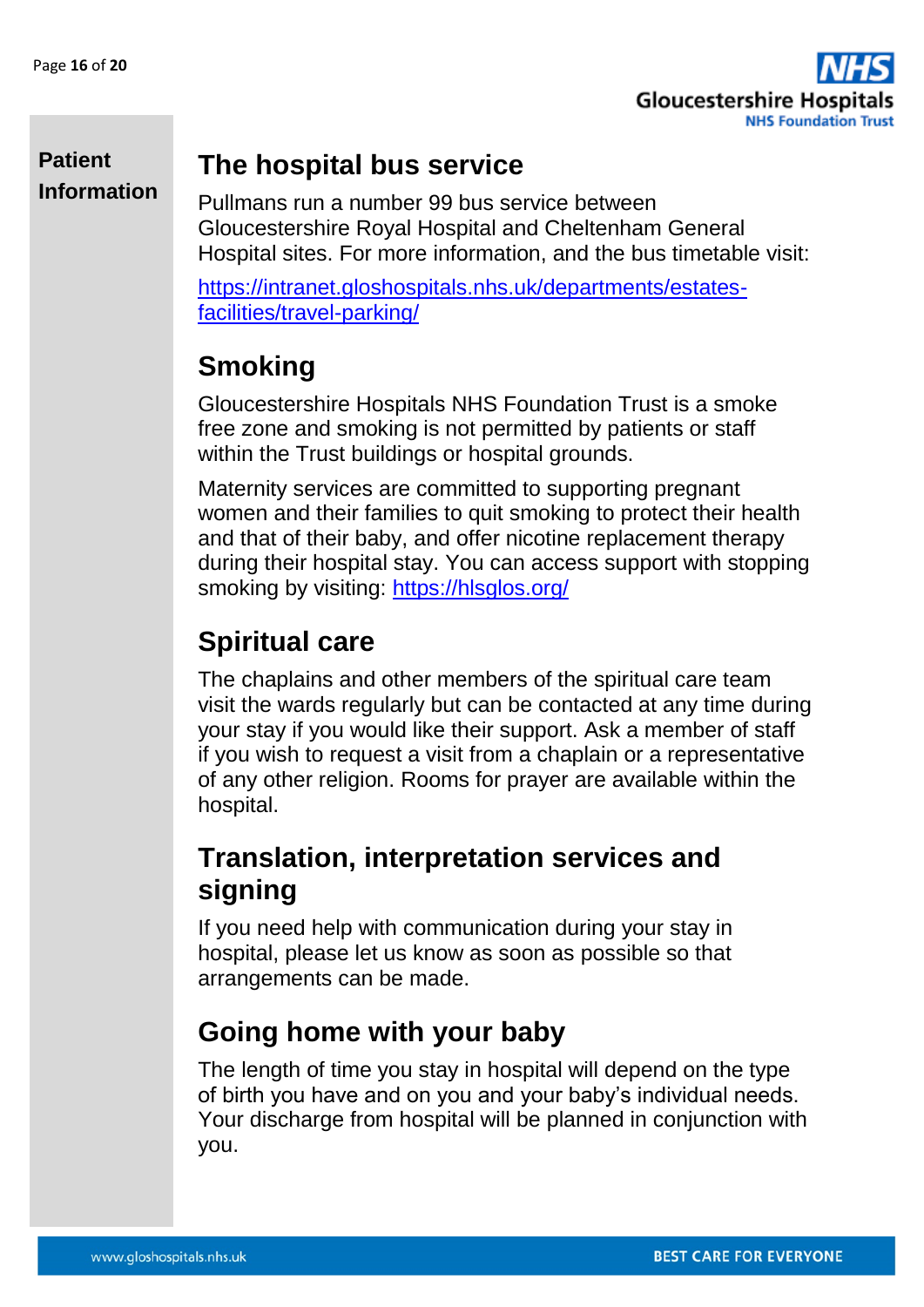## The hospital bus service

Pullmans run a number 99 bus service between Gloucestershire Royal Hospital and Cheltenham General Hospital sites. For more information, and the bus timetable visit:

https://intranet.gloshospitals.nhs.uk/departments/estates-facilities/travel-parking/

## Smoking

Gloucestershire Hospitals NHS Foundation Trust is a smoke free zone and smoking is not permitted by patients or staff within the Trust buildings or hospital grounds.

Maternity services are committed to supporting pregnant women and their families to quit smoking to protect their health and that of their baby, and offer nicotine replacement therapy during their hospital stay. You can access support with stopping smoking by visiting: https://hlsglos.org/

## Spiritual care

The chaplains and other members of the spiritual care team visit the wards regularly but can be contacted at any time during your stay if you would like their support. Ask a member of staff if you wish to request a visit from a chaplain or a representative of any other religion. Rooms for prayer are available within the hospital.

## Translation, interpretation services and signing

If you need help with communication during your stay in hospital, please let us know as soon as possible so that arrangements can be made.

## Going home with your baby

The length of time you stay in hospital will depend on the type of birth you have and on you and your baby's individual needs. Your discharge from hospital will be planned in conjunction with you.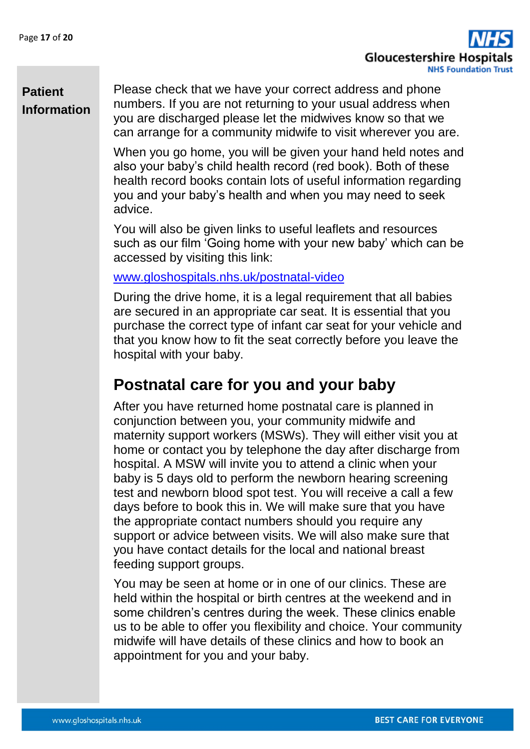Please check that we have your correct address and phone numbers. If you are not returning to your usual address when you are discharged please let the midwives know so that we can arrange for a community midwife to visit wherever you are.

When you go home, you will be given your hand held notes and also your baby's child health record (red book). Both of these health record books contain lots of useful information regarding you and your baby's health and when you may need to seek advice.

You will also be given links to useful leaflets and resources such as our film 'Going home with your new baby' which can be accessed by visiting this link:

www.gloshospitals.nhs.uk/postnatal-video

During the drive home, it is a legal requirement that all babies are secured in an appropriate car seat. It is essential that you purchase the correct type of infant car seat for your vehicle and that you know how to fit the seat correctly before you leave the hospital with your baby.

## Postnatal care for you and your baby

After you have returned home postnatal care is planned in conjunction between you, your community midwife and maternity support workers (MSWs). They will either visit you at home or contact you by telephone the day after discharge from hospital. A MSW will invite you to attend a clinic when your baby is 5 days old to perform the newborn hearing screening test and newborn blood spot test. You will receive a call a few days before to book this in. We will make sure that you have the appropriate contact numbers should you require any support or advice between visits. We will also make sure that you have contact details for the local and national breast feeding support groups.

You may be seen at home or in one of our clinics. These are held within the hospital or birth centres at the weekend and in some children's centres during the week. These clinics enable us to be able to offer you flexibility and choice. Your community midwife will have details of these clinics and how to book an appointment for you and your baby.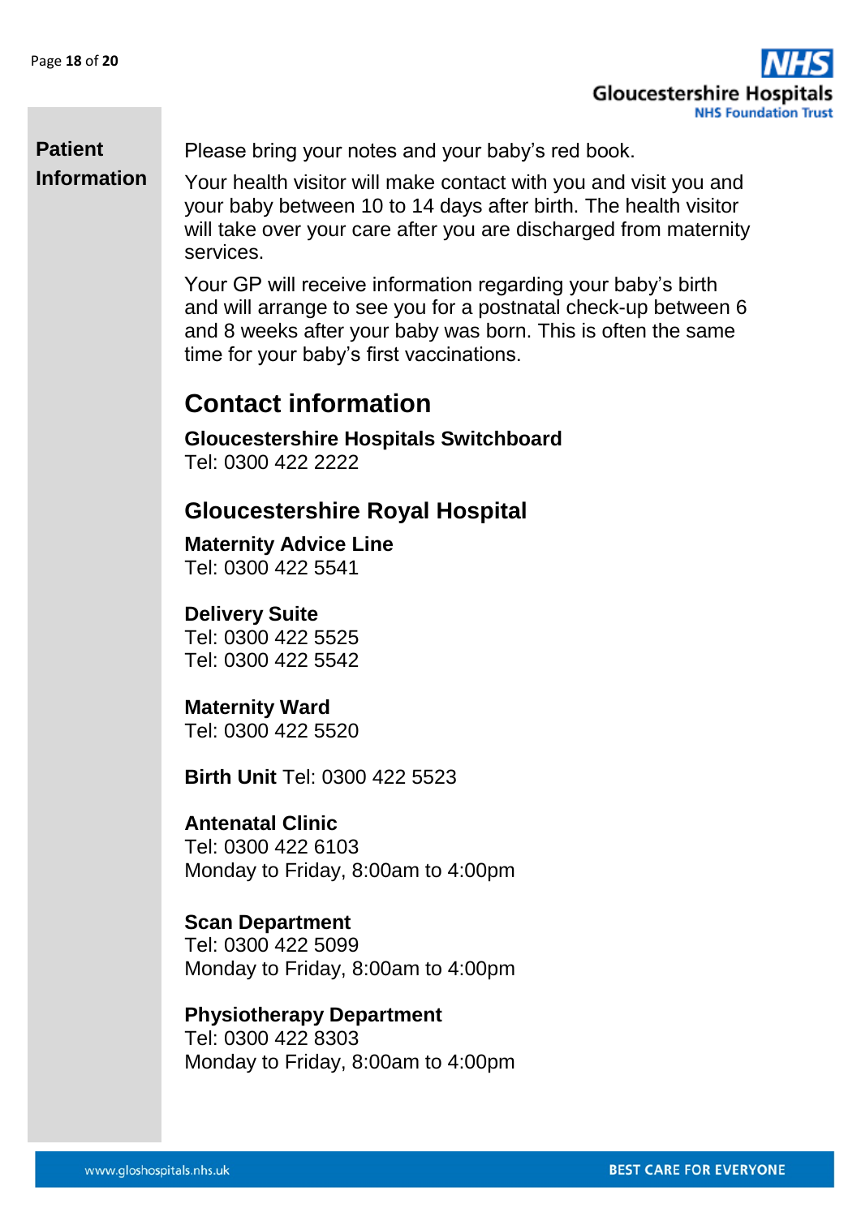Please bring your notes and your baby's red book.

Your health visitor will make contact with you and visit you and your baby between 10 to 14 days after birth. The health visitor will take over your care after you are discharged from maternity services.

Your GP will receive information regarding your baby's birth and will arrange to see you for a postnatal check-up between 6 and 8 weeks after your baby was born. This is often the same time for your baby's first vaccinations.

## Contact information

**Gloucestershire Hospitals Switchboard**
Tel: 0300 422 2222

### Gloucestershire Royal Hospital

**Maternity Advice Line**
Tel: 0300 422 5541

**Delivery Suite**
Tel: 0300 422 5525
Tel: 0300 422 5542

**Maternity Ward**
Tel: 0300 422 5520

**Birth Unit** Tel: 0300 422 5523

**Antenatal Clinic**
Tel: 0300 422 6103
Monday to Friday, 8:00am to 4:00pm

**Scan Department**
Tel: 0300 422 5099
Monday to Friday, 8:00am to 4:00pm

**Physiotherapy Department**
Tel: 0300 422 8303
Monday to Friday, 8:00am to 4:00pm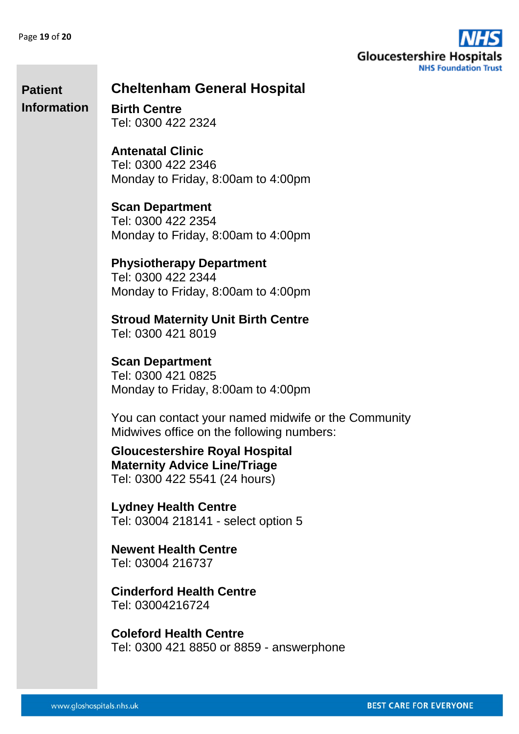## Cheltenham General Hospital

**Birth Centre**
Tel: 0300 422 2324

**Antenatal Clinic**
Tel: 0300 422 2346
Monday to Friday, 8:00am to 4:00pm

**Scan Department**
Tel: 0300 422 2354
Monday to Friday, 8:00am to 4:00pm

**Physiotherapy Department**
Tel: 0300 422 2344
Monday to Friday, 8:00am to 4:00pm

**Stroud Maternity Unit Birth Centre**
Tel: 0300 421 8019

**Scan Department**
Tel: 0300 421 0825
Monday to Friday, 8:00am to 4:00pm

You can contact your named midwife or the Community Midwives office on the following numbers:

**Gloucestershire Royal Hospital Maternity Advice Line/Triage**
Tel: 0300 422 5541 (24 hours)

**Lydney Health Centre**
Tel: 03004 218141 - select option 5

**Newent Health Centre**
Tel: 03004 216737

**Cinderford Health Centre**
Tel: 03004216724

**Coleford Health Centre**
Tel: 0300 421 8850 or 8859 - answerphone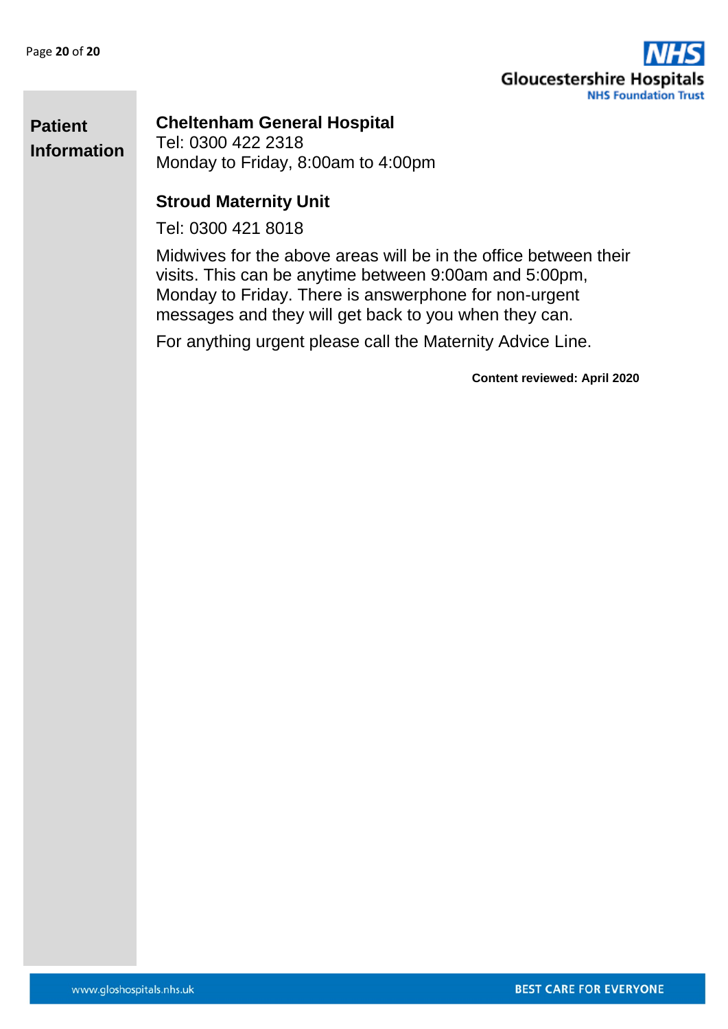### Cheltenham General Hospital

Tel: 0300 422 2318
Monday to Friday, 8:00am to 4:00pm

### Stroud Maternity Unit

Tel: 0300 421 8018

Midwives for the above areas will be in the office between their visits. This can be anytime between 9:00am and 5:00pm, Monday to Friday. There is answerphone for non-urgent messages and they will get back to you when they can.

For anything urgent please call the Maternity Advice Line.

**Content reviewed: April 2020**